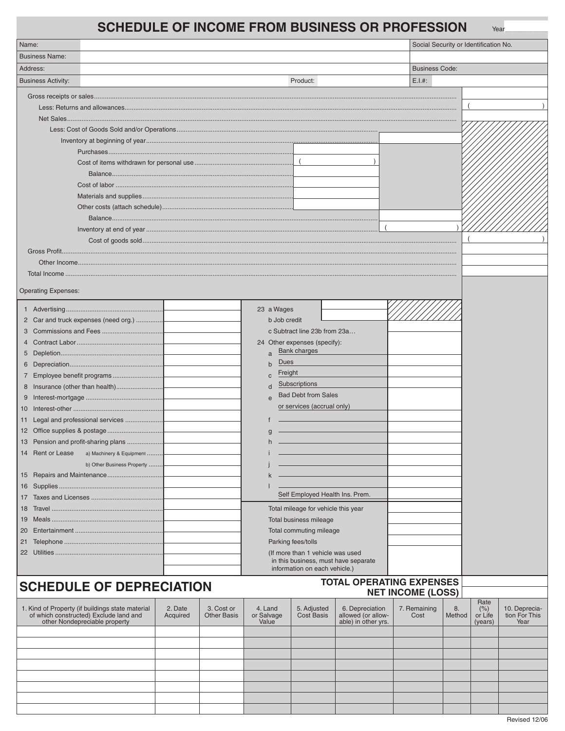# SCHEDULE OF INCOME FROM BUSINESS OR PROFESSION

Year

| | | |
|---|---|---|
| Name: | | Social Security or Identification No. |
| Business Name: | | |
| Address: | | Business Code: |
| Business Activity: | Product: | E.I.#: |

| | | | |
|---|---|---|---|
| Gross receipts or sales | | | |
| Less: Returns and allowances | | | ( ) |
| Net Sales | | | |
| Less: Cost of Goods Sold and/or Operations | | | |
| Inventory at beginning of year | | | |
| Purchases | | | |
| Cost of items withdrawn for personal use | ( ) | | |
| Balance | | | |
| Cost of labor | | | |
| Materials and supplies | | | |
| Other costs (attach schedule) | | | |
| Balance | | | |
| Inventory at end of year | | ( ) | |
| Cost of goods sold | | | ( ) |
| Gross Profit | | | |
| Other Income | | | |
| Total Income | | | |

Operating Expenses:

| | | | |
|---|---|---|---|
| 1 Advertising | | 23 a Wages | |
| 2 Car and truck expenses (need org.) | | b Job credit | |
| 3 Commissions and Fees | | c Subtract line 23b from 23a… | |
| 4 Contract Labor | | 24 Other expenses (specify): | |
| 5 Depletion | | a Bank charges | |
| 6 Depreciation | | b Dues | |
| 7 Employee benefit programs | | c Freight | |
| 8 Insurance (other than health) | | d Subscriptions | |
| 9 Interest-mortgage | | e Bad Debt from Sales or services (accrual only) | |
| 10 Interest-other | | | |
| 11 Legal and professional services | | f | |
| 12 Office supplies & postage | | g | |
| 13 Pension and profit-sharing plans | | h | |
| 14 Rent or Lease a) Machinery & Equipment | | i | |
| b) Other Business Property | | j | |
| 15 Repairs and Maintenance | | k | |
| 16 Supplies | | l | |
| 17 Taxes and Licenses | | Self Employed Health Ins. Prem. | |
| 18 Travel | | Total mileage for vehicle this year | |
| 19 Meals | | Total business mileage | |
| 20 Entertainment | | Total commuting mileage | |
| 21 Telephone | | Parking fees/tolls | |
| 22 Utilities | | (If more than 1 vehicle was used in this business, must have separate information on each vehicle.) | |

**TOTAL OPERATING EXPENSES**

**NET INCOME (LOSS)**

## SCHEDULE OF DEPRECIATION

| 1. Kind of Property (if buildings state material of which constructed) Exclude land and other Nondepreciable property | 2. Date Acquired | 3. Cost or Other Basis | 4. Land or Salvage Value | 5. Adjusted Cost Basis | 6. Depreciation allowed (or allowable) in other yrs. | 7. Remaining Cost | 8. Method | Rate (%) or Life (years) | 10. Depreciation For This Year |
|---|---|---|---|---|---|---|---|---|---|
| | | | | | | | | | |
| | | | | | | | | | |
| | | | | | | | | | |
| | | | | | | | | | |
| | | | | | | | | | |
| | | | | | | | | | |
| | | | | | | | | | |
| | | | | | | | | | |

Revised 12/06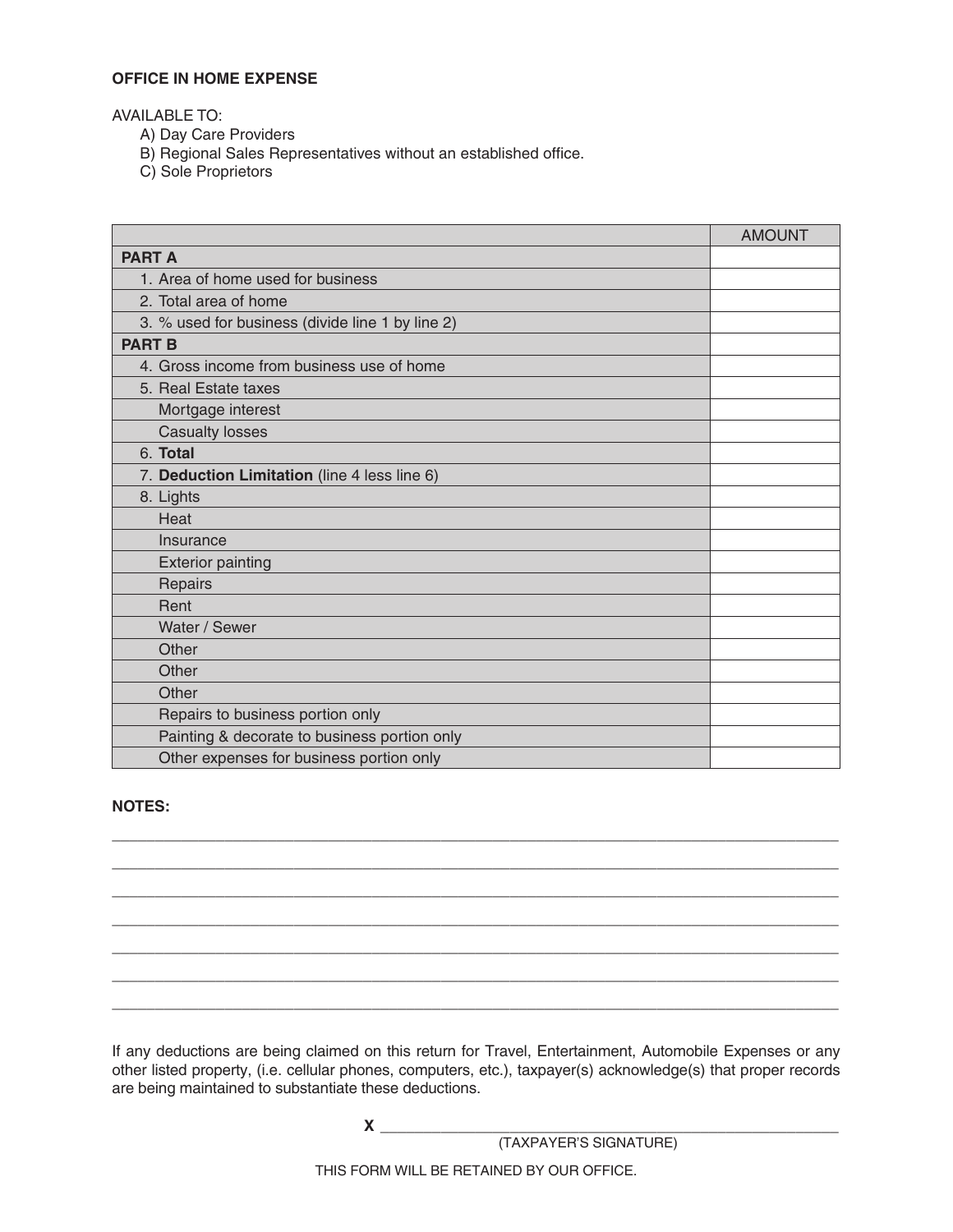**OFFICE IN HOME EXPENSE**

AVAILABLE TO:

A) Day Care Providers
B) Regional Sales Representatives without an established office.
C) Sole Proprietors

| | AMOUNT |
|---|---|
| **PART A** | |
| 1. Area of home used for business | |
| 2. Total area of home | |
| 3. % used for business (divide line 1 by line 2) | |
| **PART B** | |
| 4. Gross income from business use of home | |
| 5. Real Estate taxes | |
| Mortgage interest | |
| Casualty losses | |
| 6. **Total** | |
| 7. **Deduction Limitation** (line 4 less line 6) | |
| 8. Lights | |
| Heat | |
| Insurance | |
| Exterior painting | |
| Repairs | |
| Rent | |
| Water / Sewer | |
| Other | |
| Other | |
| Other | |
| Repairs to business portion only | |
| Painting & decorate to business portion only | |
| Other expenses for business portion only | |

**NOTES:**

______________________________________________________________________________

______________________________________________________________________________

______________________________________________________________________________

______________________________________________________________________________

______________________________________________________________________________

______________________________________________________________________________

______________________________________________________________________________

If any deductions are being claimed on this return for Travel, Entertainment, Automobile Expenses or any other listed property, (i.e. cellular phones, computers, etc.), taxpayer(s) acknowledge(s) that proper records are being maintained to substantiate these deductions.

**X** ______________________________________________

(TAXPAYER'S SIGNATURE)

THIS FORM WILL BE RETAINED BY OUR OFFICE.